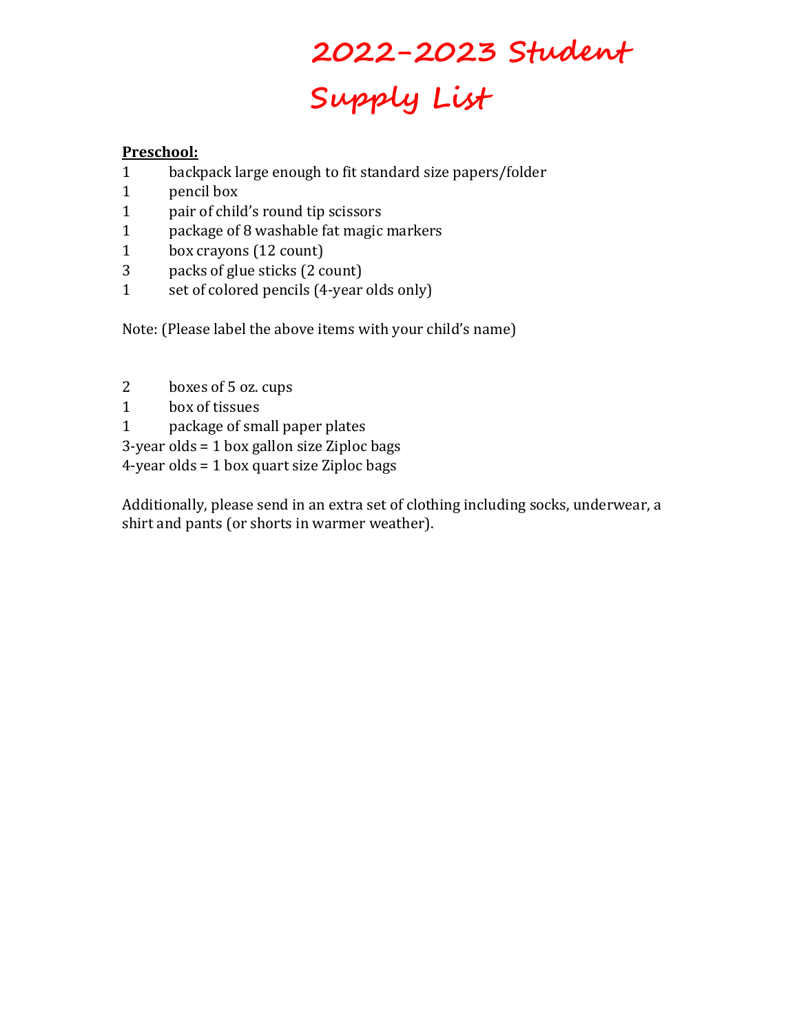# 2022-2023 Student Supply List

**Preschool:**

1 backpack large enough to fit standard size papers/folder
1 pencil box
1 pair of child's round tip scissors
1 package of 8 washable fat magic markers
1 box crayons (12 count)
3 packs of glue sticks (2 count)
1 set of colored pencils (4-year olds only)

Note: (Please label the above items with your child's name)

2 boxes of 5 oz. cups
1 box of tissues
1 package of small paper plates
3-year olds = 1 box gallon size Ziploc bags
4-year olds = 1 box quart size Ziploc bags

Additionally, please send in an extra set of clothing including socks, underwear, a shirt and pants (or shorts in warmer weather).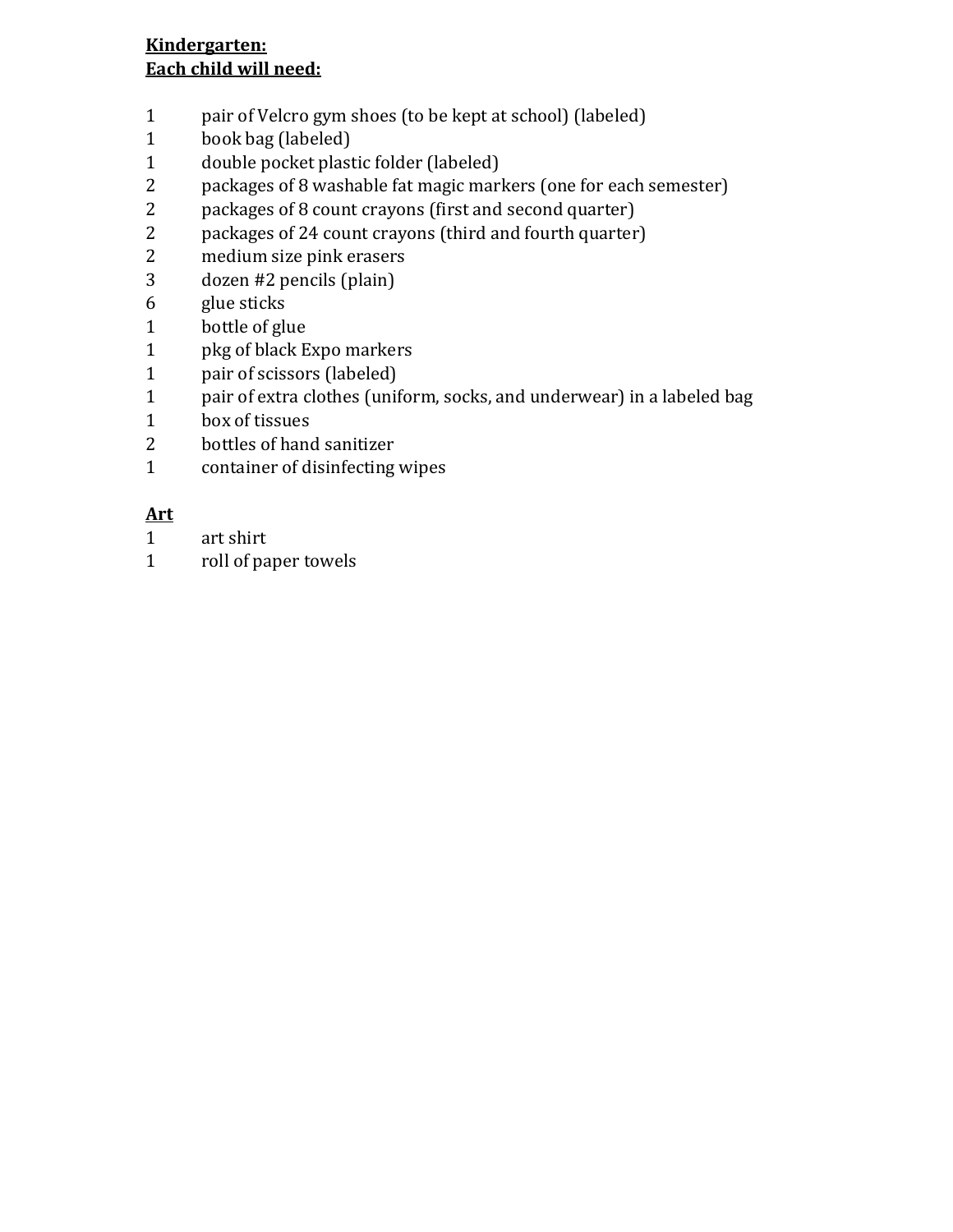**Kindergarten:**
**Each child will need:**

| | |
|---|---|
| 1 | pair of Velcro gym shoes (to be kept at school) (labeled) |
| 1 | book bag (labeled) |
| 1 | double pocket plastic folder (labeled) |
| 2 | packages of 8 washable fat magic markers (one for each semester) |
| 2 | packages of 8 count crayons (first and second quarter) |
| 2 | packages of 24 count crayons (third and fourth quarter) |
| 2 | medium size pink erasers |
| 3 | dozen #2 pencils (plain) |
| 6 | glue sticks |
| 1 | bottle of glue |
| 1 | pkg of black Expo markers |
| 1 | pair of scissors (labeled) |
| 1 | pair of extra clothes (uniform, socks, and underwear) in a labeled bag |
| 1 | box of tissues |
| 2 | bottles of hand sanitizer |
| 1 | container of disinfecting wipes |

**Art**

| | |
|---|---|
| 1 | art shirt |
| 1 | roll of paper towels |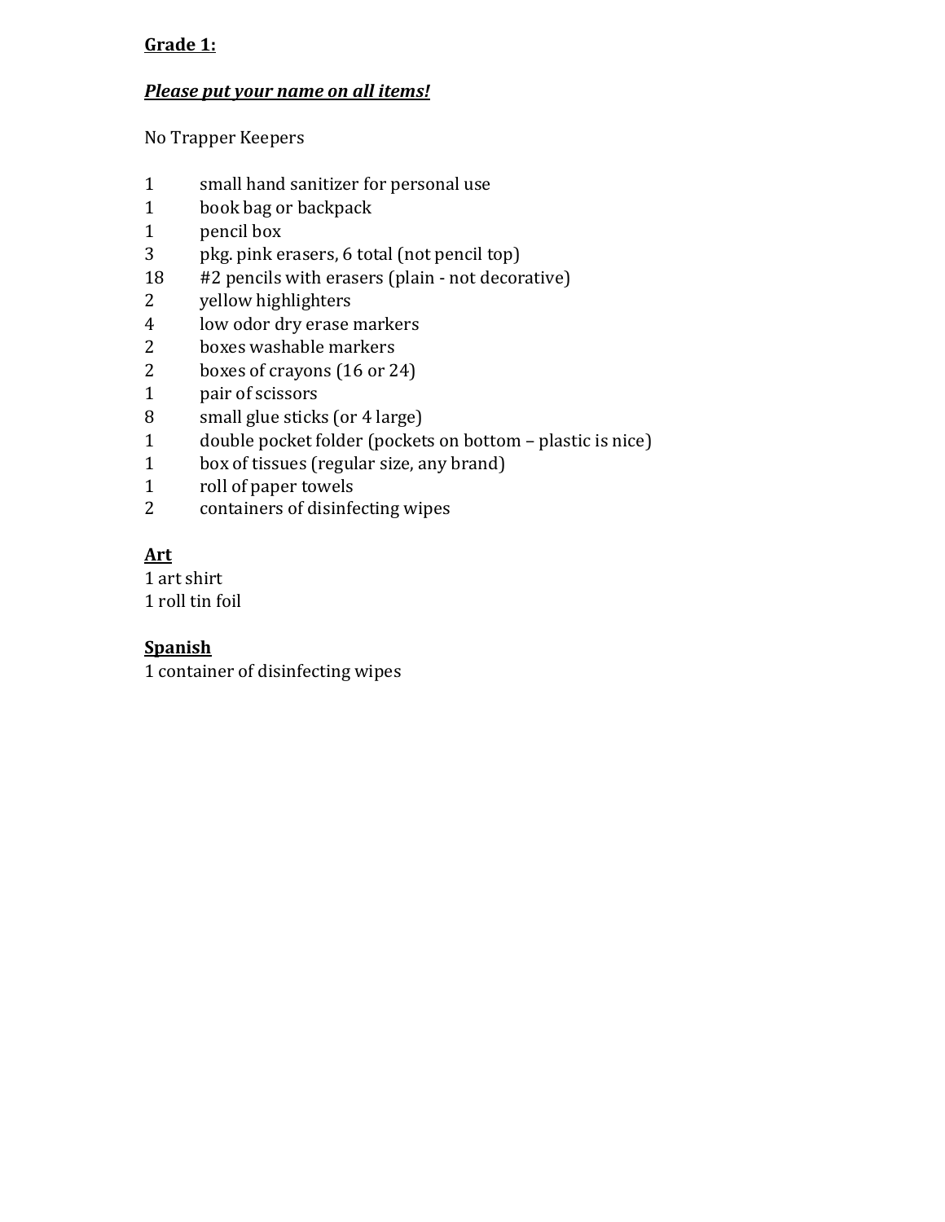**Grade 1:**

***Please put your name on all items!***

No Trapper Keepers

| | |
|---|---|
| 1 | small hand sanitizer for personal use |
| 1 | book bag or backpack |
| 1 | pencil box |
| 3 | pkg. pink erasers, 6 total (not pencil top) |
| 18 | #2 pencils with erasers (plain - not decorative) |
| 2 | yellow highlighters |
| 4 | low odor dry erase markers |
| 2 | boxes washable markers |
| 2 | boxes of crayons (16 or 24) |
| 1 | pair of scissors |
| 8 | small glue sticks (or 4 large) |
| 1 | double pocket folder (pockets on bottom – plastic is nice) |
| 1 | box of tissues (regular size, any brand) |
| 1 | roll of paper towels |
| 2 | containers of disinfecting wipes |

**Art**

1 art shirt
1 roll tin foil

**Spanish**

1 container of disinfecting wipes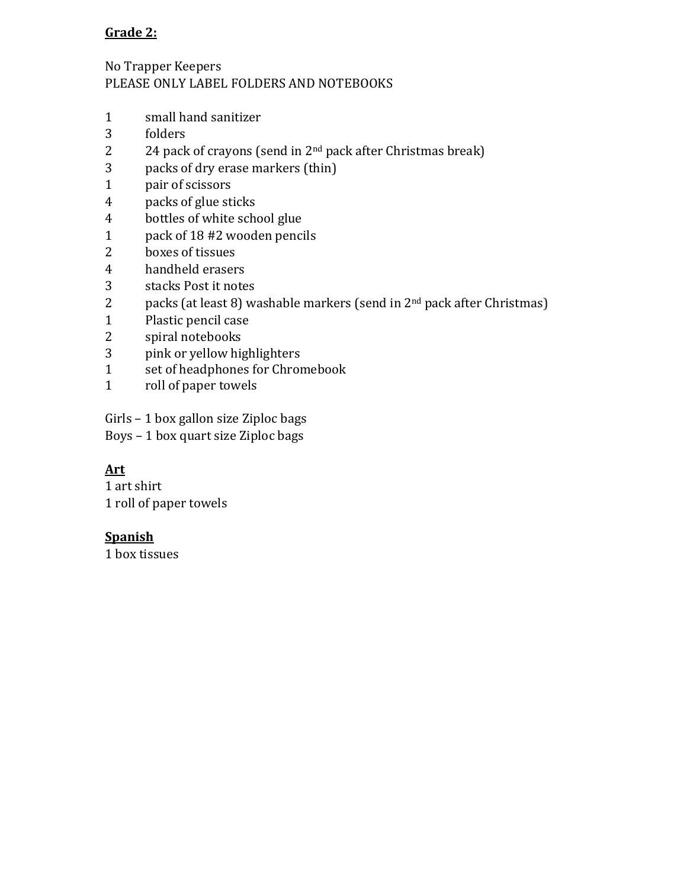**Grade 2:**

No Trapper Keepers
PLEASE ONLY LABEL FOLDERS AND NOTEBOOKS

| | |
|---|---|
| 1 | small hand sanitizer |
| 3 | folders |
| 2 | 24 pack of crayons (send in 2nd pack after Christmas break) |
| 3 | packs of dry erase markers (thin) |
| 1 | pair of scissors |
| 4 | packs of glue sticks |
| 4 | bottles of white school glue |
| 1 | pack of 18 #2 wooden pencils |
| 2 | boxes of tissues |
| 4 | handheld erasers |
| 3 | stacks Post it notes |
| 2 | packs (at least 8) washable markers (send in 2nd pack after Christmas) |
| 1 | Plastic pencil case |
| 2 | spiral notebooks |
| 3 | pink or yellow highlighters |
| 1 | set of headphones for Chromebook |
| 1 | roll of paper towels |

Girls – 1 box gallon size Ziploc bags
Boys – 1 box quart size Ziploc bags

**Art**
1 art shirt
1 roll of paper towels

**Spanish**
1 box tissues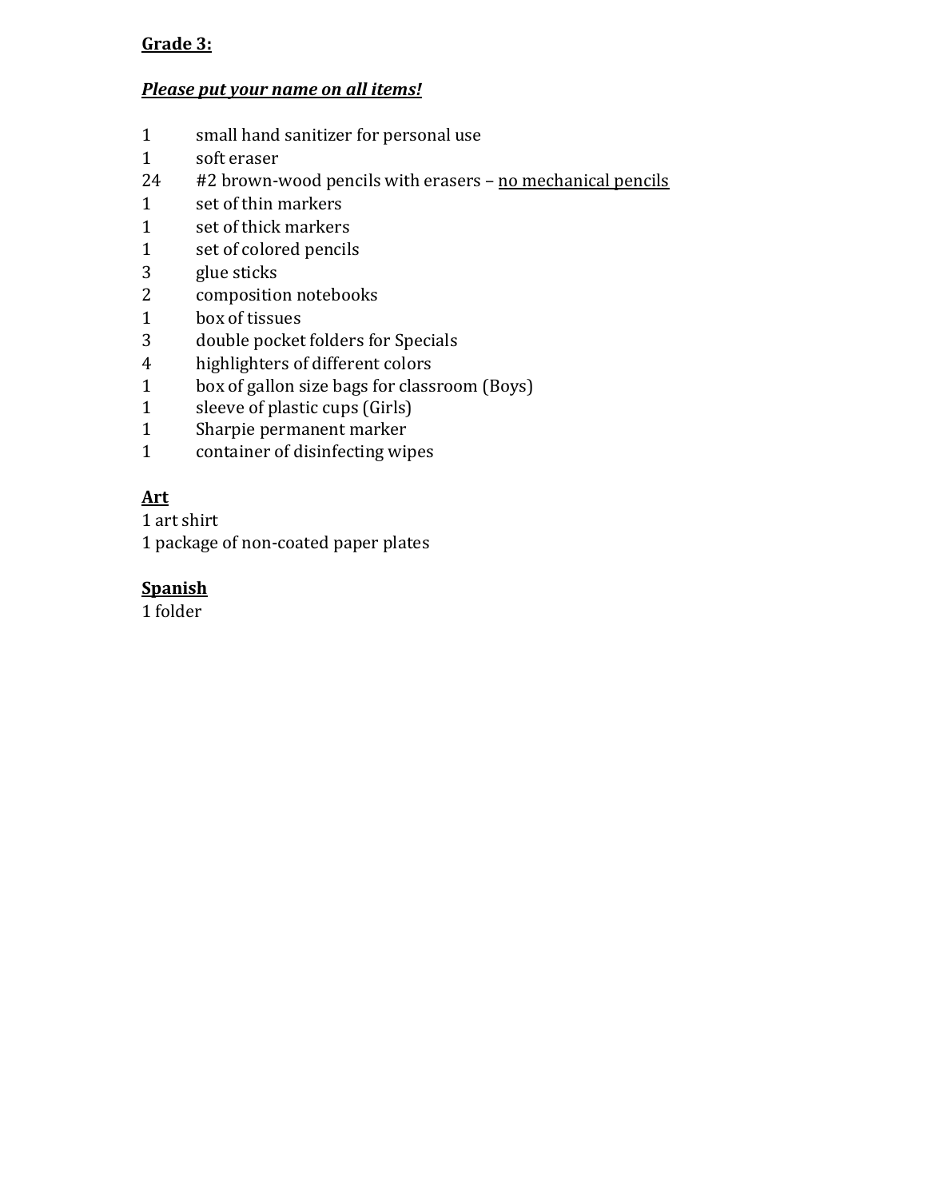**<u>Grade 3:</u>**

***<u>Please put your name on all items!</u>***

| | |
|---|---|
| 1 | small hand sanitizer for personal use |
| 1 | soft eraser |
| 24 | #2 brown-wood pencils with erasers – <u>no mechanical pencils</u> |
| 1 | set of thin markers |
| 1 | set of thick markers |
| 1 | set of colored pencils |
| 3 | glue sticks |
| 2 | composition notebooks |
| 1 | box of tissues |
| 3 | double pocket folders for Specials |
| 4 | highlighters of different colors |
| 1 | box of gallon size bags for classroom (Boys) |
| 1 | sleeve of plastic cups (Girls) |
| 1 | Sharpie permanent marker |
| 1 | container of disinfecting wipes |

**<u>Art</u>**

1 art shirt
1 package of non-coated paper plates

**<u>Spanish</u>**

1 folder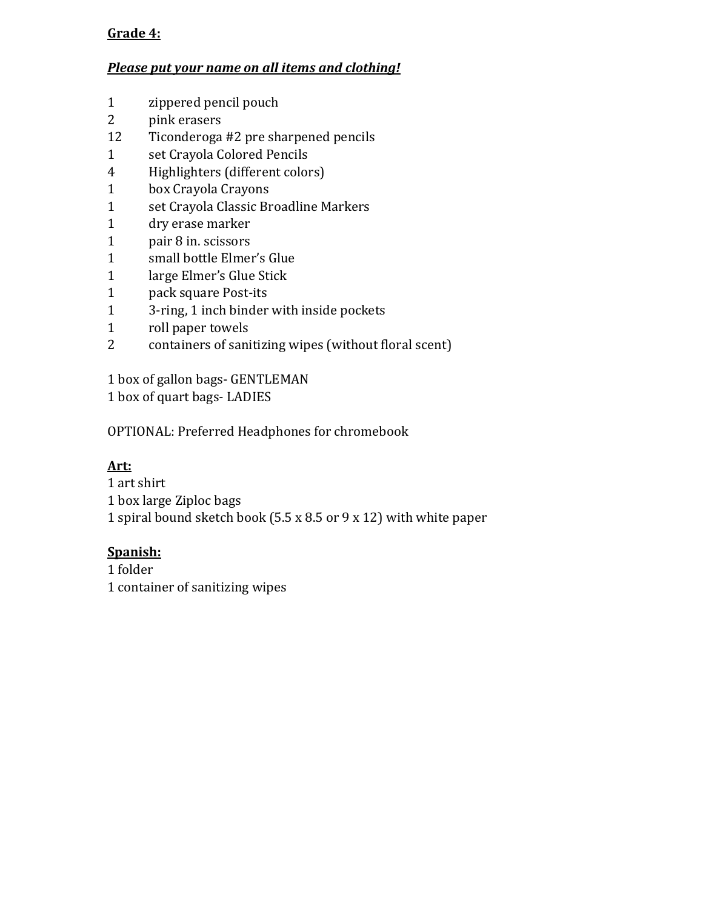**Grade 4:**

***Please put your name on all items and clothing!***

| | |
|---|---|
| 1 | zippered pencil pouch |
| 2 | pink erasers |
| 12 | Ticonderoga #2 pre sharpened pencils |
| 1 | set Crayola Colored Pencils |
| 4 | Highlighters (different colors) |
| 1 | box Crayola Crayons |
| 1 | set Crayola Classic Broadline Markers |
| 1 | dry erase marker |
| 1 | pair 8 in. scissors |
| 1 | small bottle Elmer's Glue |
| 1 | large Elmer's Glue Stick |
| 1 | pack square Post-its |
| 1 | 3-ring, 1 inch binder with inside pockets |
| 1 | roll paper towels |
| 2 | containers of sanitizing wipes (without floral scent) |

1 box of gallon bags- GENTLEMAN
1 box of quart bags- LADIES

OPTIONAL: Preferred Headphones for chromebook

**Art:**
1 art shirt
1 box large Ziploc bags
1 spiral bound sketch book (5.5 x 8.5 or 9 x 12) with white paper

**Spanish:**
1 folder
1 container of sanitizing wipes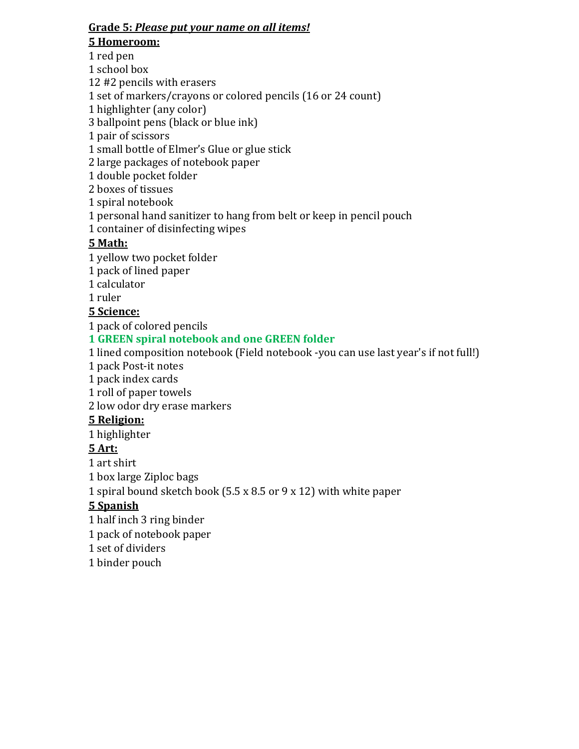**Grade 5: *Please put your name on all items!***

**5 Homeroom:**

1 red pen
1 school box
12 #2 pencils with erasers
1 set of markers/crayons or colored pencils (16 or 24 count)
1 highlighter (any color)
3 ballpoint pens (black or blue ink)
1 pair of scissors
1 small bottle of Elmer's Glue or glue stick
2 large packages of notebook paper
1 double pocket folder
2 boxes of tissues
1 spiral notebook
1 personal hand sanitizer to hang from belt or keep in pencil pouch
1 container of disinfecting wipes

**5 Math:**

1 yellow two pocket folder
1 pack of lined paper
1 calculator
1 ruler

**5 Science:**

1 pack of colored pencils
**1 GREEN spiral notebook and one GREEN folder**
1 lined composition notebook (Field notebook -you can use last year's if not full!)
1 pack Post-it notes
1 pack index cards
1 roll of paper towels
2 low odor dry erase markers

**5 Religion:**

1 highlighter

**5 Art:**

1 art shirt
1 box large Ziploc bags
1 spiral bound sketch book (5.5 x 8.5 or 9 x 12) with white paper

**5 Spanish**

1 half inch 3 ring binder
1 pack of notebook paper
1 set of dividers
1 binder pouch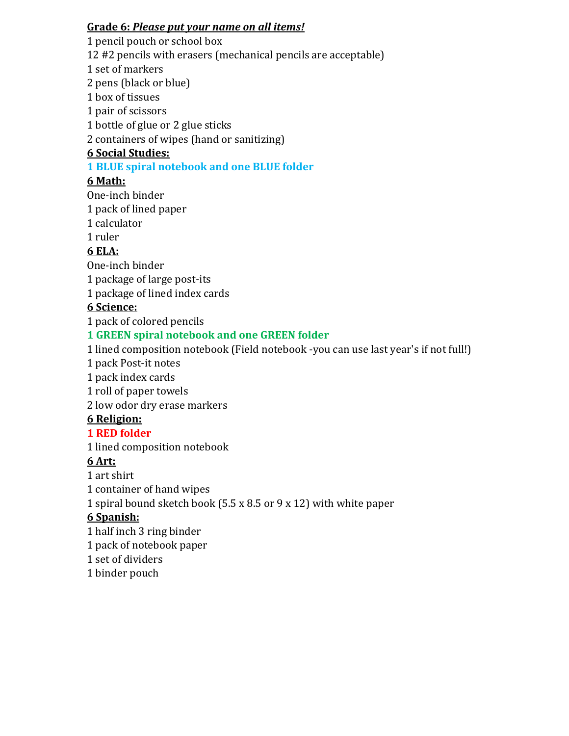**Grade 6: *Please put your name on all items!***

1 pencil pouch or school box
12 #2 pencils with erasers (mechanical pencils are acceptable)
1 set of markers
2 pens (black or blue)
1 box of tissues
1 pair of scissors
1 bottle of glue or 2 glue sticks
2 containers of wipes (hand or sanitizing)

**6 Social Studies:**

**1 BLUE spiral notebook and one BLUE folder**

**6 Math:**

One-inch binder
1 pack of lined paper
1 calculator
1 ruler

**6 ELA:**

One-inch binder
1 package of large post-its
1 package of lined index cards

**6 Science:**

1 pack of colored pencils
**1 GREEN spiral notebook and one GREEN folder**
1 lined composition notebook (Field notebook -you can use last year's if not full!)
1 pack Post-it notes
1 pack index cards
1 roll of paper towels
2 low odor dry erase markers

**6 Religion:**

**1 RED folder**
1 lined composition notebook

**6 Art:**

1 art shirt
1 container of hand wipes
1 spiral bound sketch book (5.5 x 8.5 or 9 x 12) with white paper

**6 Spanish:**

1 half inch 3 ring binder
1 pack of notebook paper
1 set of dividers
1 binder pouch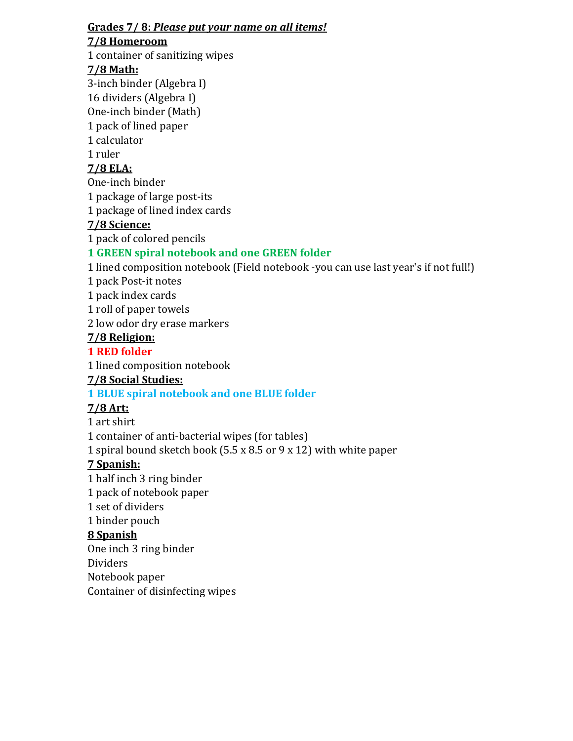**Grades 7/ 8: *Please put your name on all items!***

**7/8 Homeroom**

1 container of sanitizing wipes

**7/8 Math:**

3-inch binder (Algebra I)
16 dividers (Algebra I)
One-inch binder (Math)
1 pack of lined paper
1 calculator
1 ruler

**7/8 ELA:**

One-inch binder
1 package of large post-its
1 package of lined index cards

**7/8 Science:**

1 pack of colored pencils
**1 GREEN spiral notebook and one GREEN folder**
1 lined composition notebook (Field notebook -you can use last year's if not full!)
1 pack Post-it notes
1 pack index cards
1 roll of paper towels
2 low odor dry erase markers

**7/8 Religion:**

**1 RED folder**
1 lined composition notebook

**7/8 Social Studies:**

**1 BLUE spiral notebook and one BLUE folder**

**7/8 Art:**

1 art shirt
1 container of anti-bacterial wipes (for tables)
1 spiral bound sketch book (5.5 x 8.5 or 9 x 12) with white paper

**7 Spanish:**

1 half inch 3 ring binder
1 pack of notebook paper
1 set of dividers
1 binder pouch

**8 Spanish**

One inch 3 ring binder
Dividers
Notebook paper
Container of disinfecting wipes